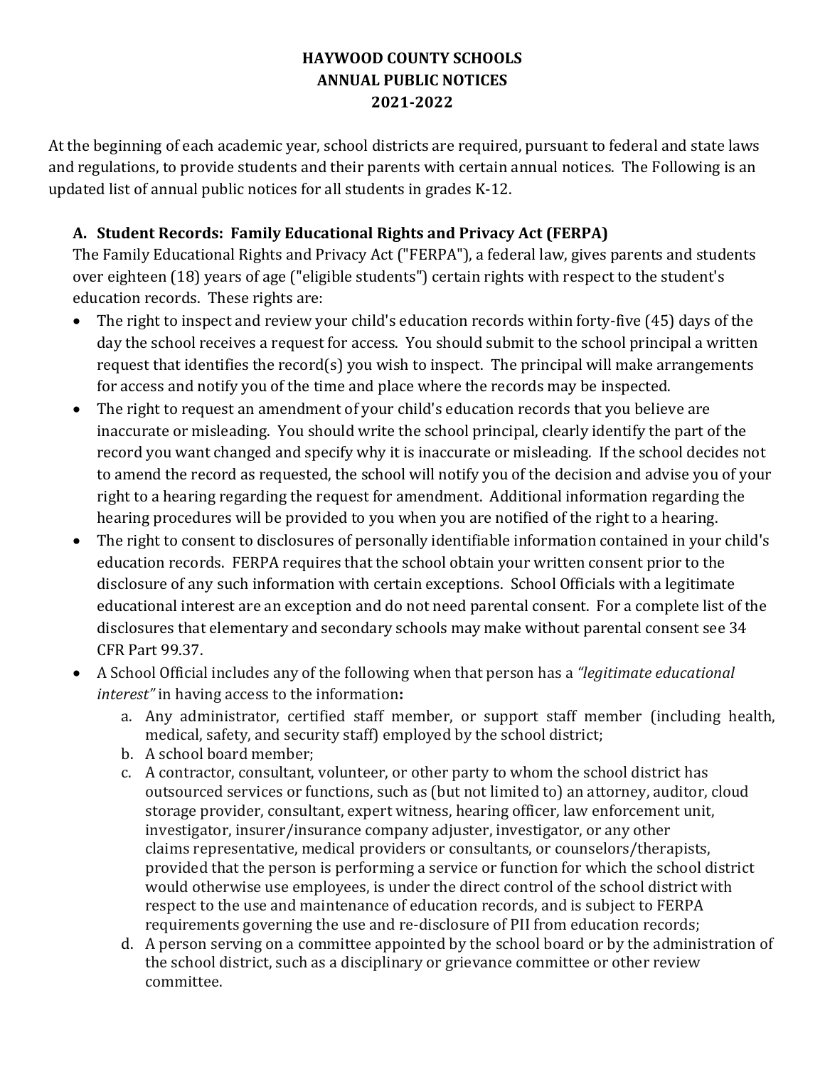# HAYWOOD COUNTY SCHOOLS
# ANNUAL PUBLIC NOTICES
# 2021-2022

At the beginning of each academic year, school districts are required, pursuant to federal and state laws and regulations, to provide students and their parents with certain annual notices. The Following is an updated list of annual public notices for all students in grades K-12.

## A. Student Records: Family Educational Rights and Privacy Act (FERPA)

The Family Educational Rights and Privacy Act ("FERPA"), a federal law, gives parents and students over eighteen (18) years of age ("eligible students") certain rights with respect to the student's education records. These rights are:

- The right to inspect and review your child's education records within forty-five (45) days of the day the school receives a request for access. You should submit to the school principal a written request that identifies the record(s) you wish to inspect. The principal will make arrangements for access and notify you of the time and place where the records may be inspected.
- The right to request an amendment of your child's education records that you believe are inaccurate or misleading. You should write the school principal, clearly identify the part of the record you want changed and specify why it is inaccurate or misleading. If the school decides not to amend the record as requested, the school will notify you of the decision and advise you of your right to a hearing regarding the request for amendment. Additional information regarding the hearing procedures will be provided to you when you are notified of the right to a hearing.
- The right to consent to disclosures of personally identifiable information contained in your child's education records. FERPA requires that the school obtain your written consent prior to the disclosure of any such information with certain exceptions. School Officials with a legitimate educational interest are an exception and do not need parental consent. For a complete list of the disclosures that elementary and secondary schools may make without parental consent see 34 CFR Part 99.37.
- A School Official includes any of the following when that person has a *"legitimate educational interest"* in having access to the information**:**
  a. Any administrator, certified staff member, or support staff member (including health, medical, safety, and security staff) employed by the school district;
  b. A school board member;
  c. A contractor, consultant, volunteer, or other party to whom the school district has outsourced services or functions, such as (but not limited to) an attorney, auditor, cloud storage provider, consultant, expert witness, hearing officer, law enforcement unit, investigator, insurer/insurance company adjuster, investigator, or any other claims representative, medical providers or consultants, or counselors/therapists, provided that the person is performing a service or function for which the school district would otherwise use employees, is under the direct control of the school district with respect to the use and maintenance of education records, and is subject to FERPA requirements governing the use and re-disclosure of PII from education records;
  d. A person serving on a committee appointed by the school board or by the administration of the school district, such as a disciplinary or grievance committee or other review committee.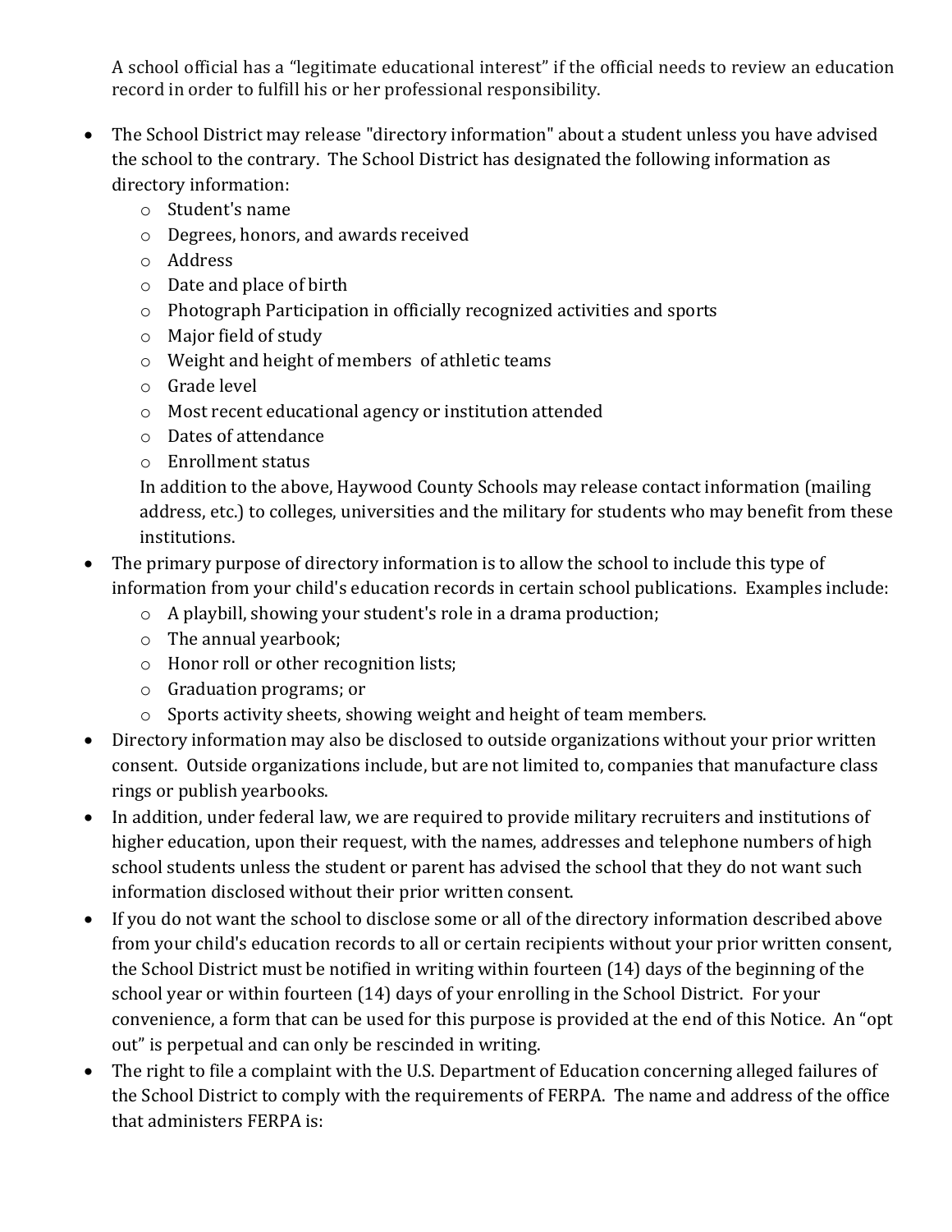A school official has a "legitimate educational interest" if the official needs to review an education record in order to fulfill his or her professional responsibility.

- The School District may release "directory information" about a student unless you have advised the school to the contrary. The School District has designated the following information as directory information:
  - Student's name
  - Degrees, honors, and awards received
  - Address
  - Date and place of birth
  - Photograph Participation in officially recognized activities and sports
  - Major field of study
  - Weight and height of members of athletic teams
  - Grade level
  - Most recent educational agency or institution attended
  - Dates of attendance
  - Enrollment status

  In addition to the above, Haywood County Schools may release contact information (mailing address, etc.) to colleges, universities and the military for students who may benefit from these institutions.
- The primary purpose of directory information is to allow the school to include this type of information from your child's education records in certain school publications. Examples include:
  - A playbill, showing your student's role in a drama production;
  - The annual yearbook;
  - Honor roll or other recognition lists;
  - Graduation programs; or
  - Sports activity sheets, showing weight and height of team members.
- Directory information may also be disclosed to outside organizations without your prior written consent. Outside organizations include, but are not limited to, companies that manufacture class rings or publish yearbooks.
- In addition, under federal law, we are required to provide military recruiters and institutions of higher education, upon their request, with the names, addresses and telephone numbers of high school students unless the student or parent has advised the school that they do not want such information disclosed without their prior written consent.
- If you do not want the school to disclose some or all of the directory information described above from your child's education records to all or certain recipients without your prior written consent, the School District must be notified in writing within fourteen (14) days of the beginning of the school year or within fourteen (14) days of your enrolling in the School District. For your convenience, a form that can be used for this purpose is provided at the end of this Notice. An "opt out" is perpetual and can only be rescinded in writing.
- The right to file a complaint with the U.S. Department of Education concerning alleged failures of the School District to comply with the requirements of FERPA. The name and address of the office that administers FERPA is: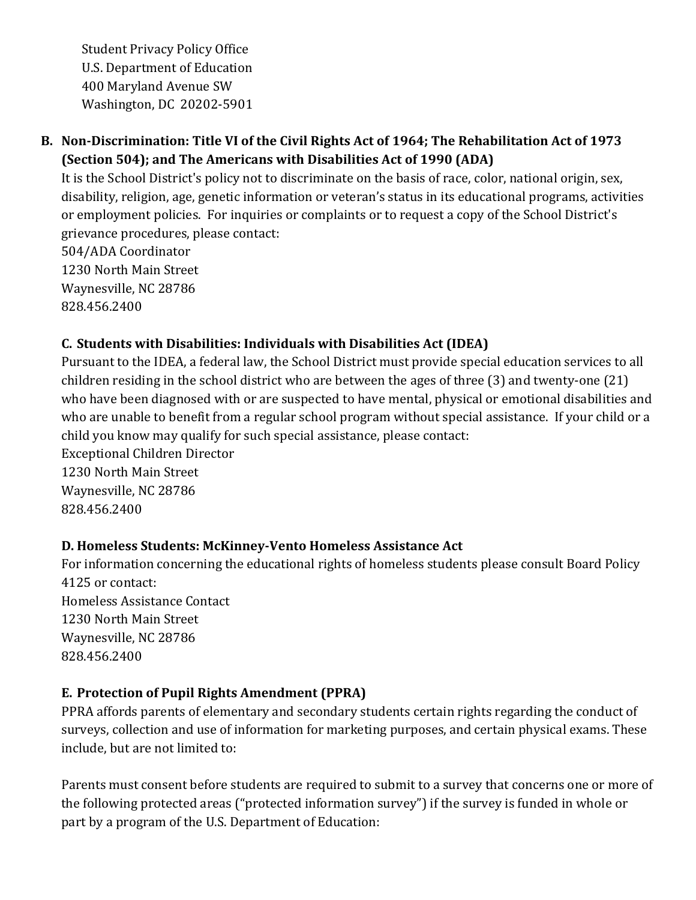Student Privacy Policy Office
U.S. Department of Education
400 Maryland Avenue SW
Washington, DC 20202-5901

**B. Non-Discrimination: Title VI of the Civil Rights Act of 1964; The Rehabilitation Act of 1973 (Section 504); and The Americans with Disabilities Act of 1990 (ADA)**

It is the School District's policy not to discriminate on the basis of race, color, national origin, sex, disability, religion, age, genetic information or veteran's status in its educational programs, activities or employment policies. For inquiries or complaints or to request a copy of the School District's grievance procedures, please contact:
504/ADA Coordinator
1230 North Main Street
Waynesville, NC 28786
828.456.2400

**C. Students with Disabilities: Individuals with Disabilities Act (IDEA)**

Pursuant to the IDEA, a federal law, the School District must provide special education services to all children residing in the school district who are between the ages of three (3) and twenty-one (21) who have been diagnosed with or are suspected to have mental, physical or emotional disabilities and who are unable to benefit from a regular school program without special assistance. If your child or a child you know may qualify for such special assistance, please contact:
Exceptional Children Director
1230 North Main Street
Waynesville, NC 28786
828.456.2400

**D. Homeless Students: McKinney-Vento Homeless Assistance Act**

For information concerning the educational rights of homeless students please consult Board Policy 4125 or contact:
Homeless Assistance Contact
1230 North Main Street
Waynesville, NC 28786
828.456.2400

**E. Protection of Pupil Rights Amendment (PPRA)**

PPRA affords parents of elementary and secondary students certain rights regarding the conduct of surveys, collection and use of information for marketing purposes, and certain physical exams. These include, but are not limited to:

Parents must consent before students are required to submit to a survey that concerns one or more of the following protected areas ("protected information survey") if the survey is funded in whole or part by a program of the U.S. Department of Education: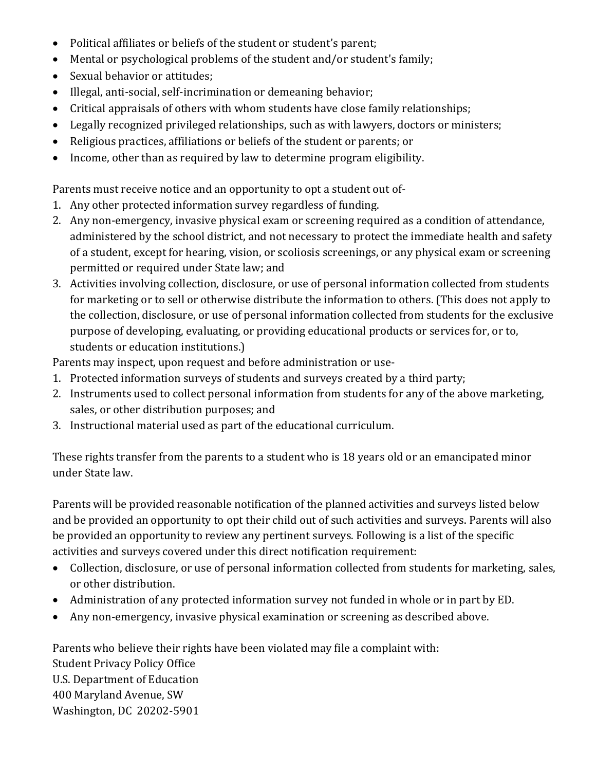- Political affiliates or beliefs of the student or student's parent;
- Mental or psychological problems of the student and/or student's family;
- Sexual behavior or attitudes;
- Illegal, anti-social, self-incrimination or demeaning behavior;
- Critical appraisals of others with whom students have close family relationships;
- Legally recognized privileged relationships, such as with lawyers, doctors or ministers;
- Religious practices, affiliations or beliefs of the student or parents; or
- Income, other than as required by law to determine program eligibility.

Parents must receive notice and an opportunity to opt a student out of-

1. Any other protected information survey regardless of funding.
2. Any non-emergency, invasive physical exam or screening required as a condition of attendance, administered by the school district, and not necessary to protect the immediate health and safety of a student, except for hearing, vision, or scoliosis screenings, or any physical exam or screening permitted or required under State law; and
3. Activities involving collection, disclosure, or use of personal information collected from students for marketing or to sell or otherwise distribute the information to others. (This does not apply to the collection, disclosure, or use of personal information collected from students for the exclusive purpose of developing, evaluating, or providing educational products or services for, or to, students or education institutions.)

Parents may inspect, upon request and before administration or use-

1. Protected information surveys of students and surveys created by a third party;
2. Instruments used to collect personal information from students for any of the above marketing, sales, or other distribution purposes; and
3. Instructional material used as part of the educational curriculum.

These rights transfer from the parents to a student who is 18 years old or an emancipated minor under State law.

Parents will be provided reasonable notification of the planned activities and surveys listed below and be provided an opportunity to opt their child out of such activities and surveys. Parents will also be provided an opportunity to review any pertinent surveys. Following is a list of the specific activities and surveys covered under this direct notification requirement:

- Collection, disclosure, or use of personal information collected from students for marketing, sales, or other distribution.
- Administration of any protected information survey not funded in whole or in part by ED.
- Any non-emergency, invasive physical examination or screening as described above.

Parents who believe their rights have been violated may file a complaint with:
Student Privacy Policy Office
U.S. Department of Education
400 Maryland Avenue, SW
Washington, DC 20202-5901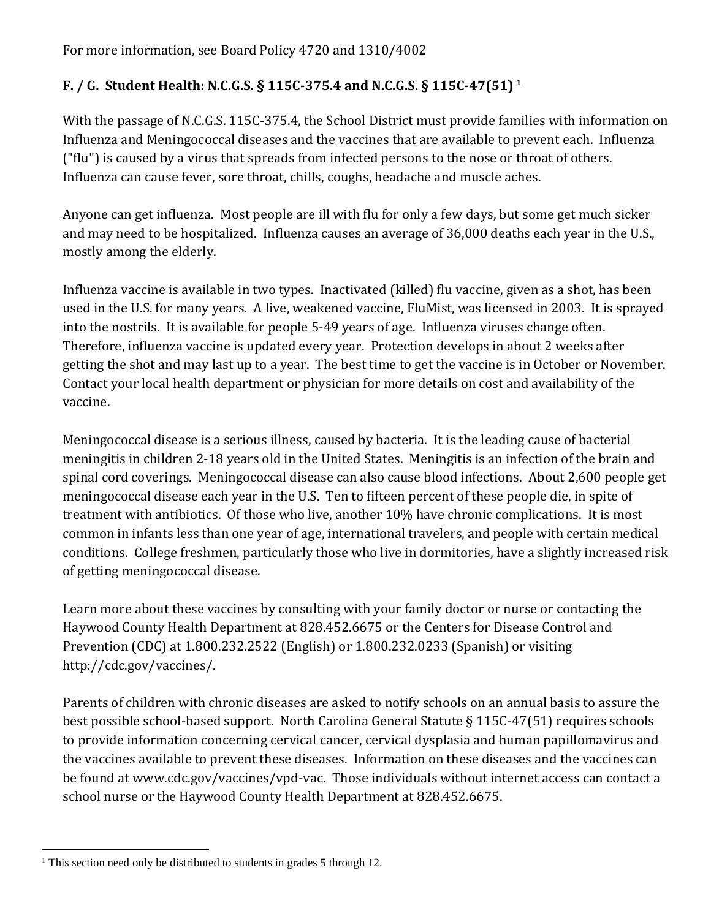For more information, see Board Policy 4720 and 1310/4002

### F. / G. Student Health: N.C.G.S. § 115C-375.4 and N.C.G.S. § 115C-47(51) [1]

With the passage of N.C.G.S. 115C-375.4, the School District must provide families with information on Influenza and Meningococcal diseases and the vaccines that are available to prevent each. Influenza ("flu") is caused by a virus that spreads from infected persons to the nose or throat of others. Influenza can cause fever, sore throat, chills, coughs, headache and muscle aches.

Anyone can get influenza. Most people are ill with flu for only a few days, but some get much sicker and may need to be hospitalized. Influenza causes an average of 36,000 deaths each year in the U.S., mostly among the elderly.

Influenza vaccine is available in two types. Inactivated (killed) flu vaccine, given as a shot, has been used in the U.S. for many years. A live, weakened vaccine, FluMist, was licensed in 2003. It is sprayed into the nostrils. It is available for people 5-49 years of age. Influenza viruses change often. Therefore, influenza vaccine is updated every year. Protection develops in about 2 weeks after getting the shot and may last up to a year. The best time to get the vaccine is in October or November. Contact your local health department or physician for more details on cost and availability of the vaccine.

Meningococcal disease is a serious illness, caused by bacteria. It is the leading cause of bacterial meningitis in children 2-18 years old in the United States. Meningitis is an infection of the brain and spinal cord coverings. Meningococcal disease can also cause blood infections. About 2,600 people get meningococcal disease each year in the U.S. Ten to fifteen percent of these people die, in spite of treatment with antibiotics. Of those who live, another 10% have chronic complications. It is most common in infants less than one year of age, international travelers, and people with certain medical conditions. College freshmen, particularly those who live in dormitories, have a slightly increased risk of getting meningococcal disease.

Learn more about these vaccines by consulting with your family doctor or nurse or contacting the Haywood County Health Department at 828.452.6675 or the Centers for Disease Control and Prevention (CDC) at 1.800.232.2522 (English) or 1.800.232.0233 (Spanish) or visiting http://cdc.gov/vaccines/.

Parents of children with chronic diseases are asked to notify schools on an annual basis to assure the best possible school-based support. North Carolina General Statute § 115C-47(51) requires schools to provide information concerning cervical cancer, cervical dysplasia and human papillomavirus and the vaccines available to prevent these diseases. Information on these diseases and the vaccines can be found at www.cdc.gov/vaccines/vpd-vac. Those individuals without internet access can contact a school nurse or the Haywood County Health Department at 828.452.6675.

---

[1] This section need only be distributed to students in grades 5 through 12.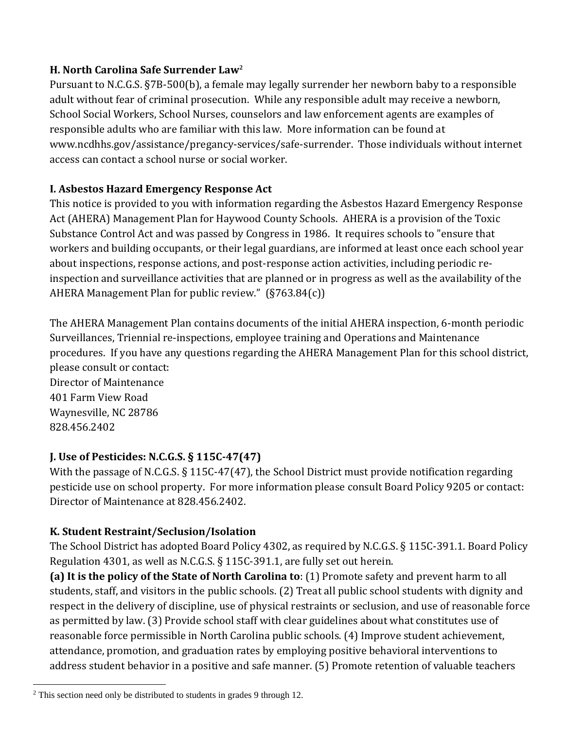### H. North Carolina Safe Surrender Law[2]

Pursuant to N.C.G.S. §7B-500(b), a female may legally surrender her newborn baby to a responsible adult without fear of criminal prosecution. While any responsible adult may receive a newborn, School Social Workers, School Nurses, counselors and law enforcement agents are examples of responsible adults who are familiar with this law. More information can be found at www.ncdhhs.gov/assistance/pregancy-services/safe-surrender. Those individuals without internet access can contact a school nurse or social worker.

### I. Asbestos Hazard Emergency Response Act

This notice is provided to you with information regarding the Asbestos Hazard Emergency Response Act (AHERA) Management Plan for Haywood County Schools. AHERA is a provision of the Toxic Substance Control Act and was passed by Congress in 1986. It requires schools to "ensure that workers and building occupants, or their legal guardians, are informed at least once each school year about inspections, response actions, and post-response action activities, including periodic re-inspection and surveillance activities that are planned or in progress as well as the availability of the AHERA Management Plan for public review." (§763.84(c))

The AHERA Management Plan contains documents of the initial AHERA inspection, 6-month periodic Surveillances, Triennial re-inspections, employee training and Operations and Maintenance procedures. If you have any questions regarding the AHERA Management Plan for this school district, please consult or contact:
Director of Maintenance
401 Farm View Road
Waynesville, NC 28786
828.456.2402

### J. Use of Pesticides: N.C.G.S. § 115C-47(47)

With the passage of N.C.G.S. § 115C-47(47), the School District must provide notification regarding pesticide use on school property. For more information please consult Board Policy 9205 or contact: Director of Maintenance at 828.456.2402.

### K. Student Restraint/Seclusion/Isolation

The School District has adopted Board Policy 4302, as required by N.C.G.S. § 115C-391.1. Board Policy Regulation 4301, as well as N.C.G.S. § 115C-391.1, are fully set out herein.

**(a) It is the policy of the State of North Carolina to**: (1) Promote safety and prevent harm to all students, staff, and visitors in the public schools. (2) Treat all public school students with dignity and respect in the delivery of discipline, use of physical restraints or seclusion, and use of reasonable force as permitted by law. (3) Provide school staff with clear guidelines about what constitutes use of reasonable force permissible in North Carolina public schools. (4) Improve student achievement, attendance, promotion, and graduation rates by employing positive behavioral interventions to address student behavior in a positive and safe manner. (5) Promote retention of valuable teachers

[2] This section need only be distributed to students in grades 9 through 12.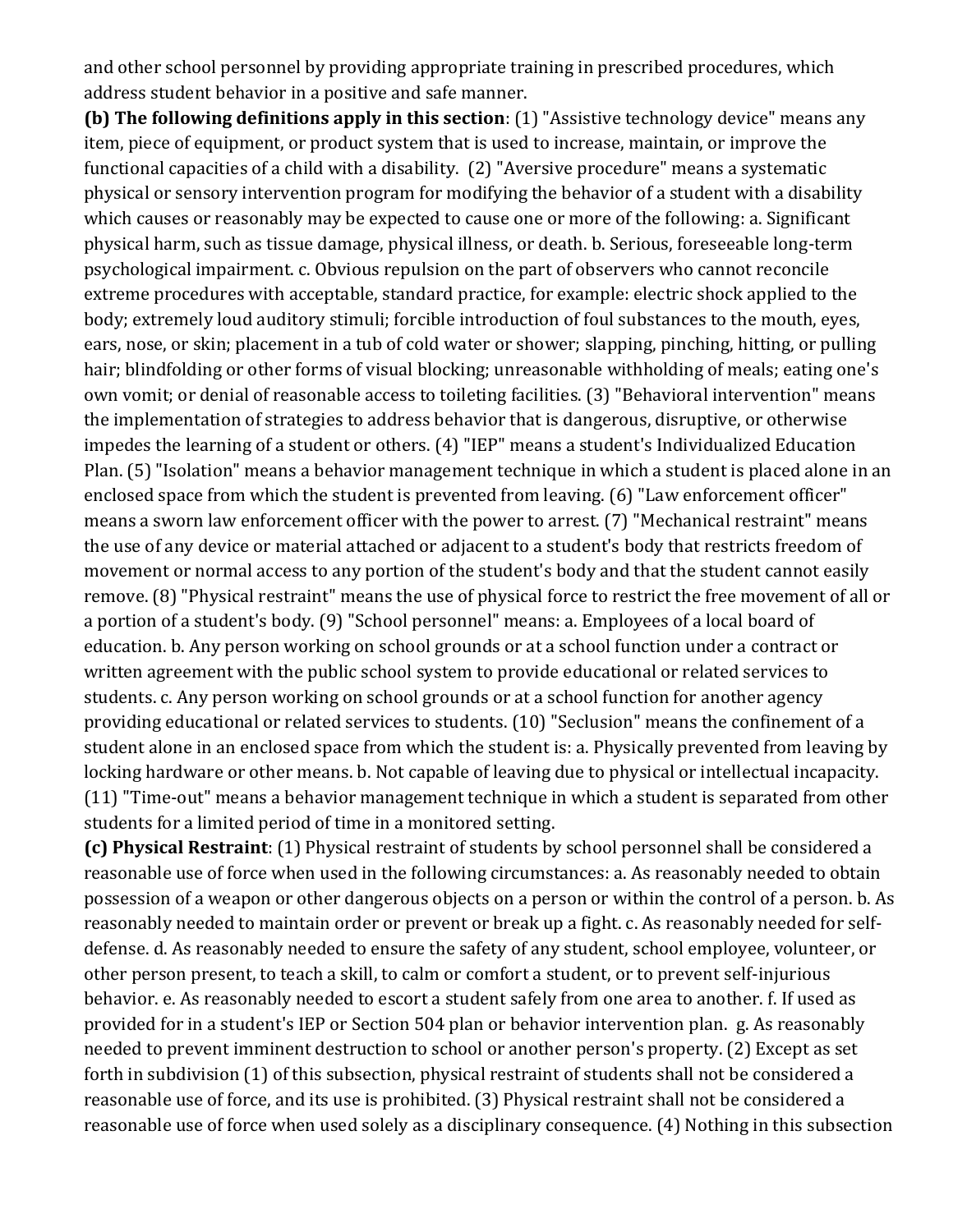and other school personnel by providing appropriate training in prescribed procedures, which address student behavior in a positive and safe manner.

**(b) The following definitions apply in this section**: (1) "Assistive technology device" means any item, piece of equipment, or product system that is used to increase, maintain, or improve the functional capacities of a child with a disability. (2) "Aversive procedure" means a systematic physical or sensory intervention program for modifying the behavior of a student with a disability which causes or reasonably may be expected to cause one or more of the following: a. Significant physical harm, such as tissue damage, physical illness, or death. b. Serious, foreseeable long-term psychological impairment. c. Obvious repulsion on the part of observers who cannot reconcile extreme procedures with acceptable, standard practice, for example: electric shock applied to the body; extremely loud auditory stimuli; forcible introduction of foul substances to the mouth, eyes, ears, nose, or skin; placement in a tub of cold water or shower; slapping, pinching, hitting, or pulling hair; blindfolding or other forms of visual blocking; unreasonable withholding of meals; eating one's own vomit; or denial of reasonable access to toileting facilities. (3) "Behavioral intervention" means the implementation of strategies to address behavior that is dangerous, disruptive, or otherwise impedes the learning of a student or others. (4) "IEP" means a student's Individualized Education Plan. (5) "Isolation" means a behavior management technique in which a student is placed alone in an enclosed space from which the student is prevented from leaving. (6) "Law enforcement officer" means a sworn law enforcement officer with the power to arrest. (7) "Mechanical restraint" means the use of any device or material attached or adjacent to a student's body that restricts freedom of movement or normal access to any portion of the student's body and that the student cannot easily remove. (8) "Physical restraint" means the use of physical force to restrict the free movement of all or a portion of a student's body. (9) "School personnel" means: a. Employees of a local board of education. b. Any person working on school grounds or at a school function under a contract or written agreement with the public school system to provide educational or related services to students. c. Any person working on school grounds or at a school function for another agency providing educational or related services to students. (10) "Seclusion" means the confinement of a student alone in an enclosed space from which the student is: a. Physically prevented from leaving by locking hardware or other means. b. Not capable of leaving due to physical or intellectual incapacity. (11) "Time-out" means a behavior management technique in which a student is separated from other students for a limited period of time in a monitored setting.

**(c) Physical Restraint**: (1) Physical restraint of students by school personnel shall be considered a reasonable use of force when used in the following circumstances: a. As reasonably needed to obtain possession of a weapon or other dangerous objects on a person or within the control of a person. b. As reasonably needed to maintain order or prevent or break up a fight. c. As reasonably needed for self-defense. d. As reasonably needed to ensure the safety of any student, school employee, volunteer, or other person present, to teach a skill, to calm or comfort a student, or to prevent self-injurious behavior. e. As reasonably needed to escort a student safely from one area to another. f. If used as provided for in a student's IEP or Section 504 plan or behavior intervention plan. g. As reasonably needed to prevent imminent destruction to school or another person's property. (2) Except as set forth in subdivision (1) of this subsection, physical restraint of students shall not be considered a reasonable use of force, and its use is prohibited. (3) Physical restraint shall not be considered a reasonable use of force when used solely as a disciplinary consequence. (4) Nothing in this subsection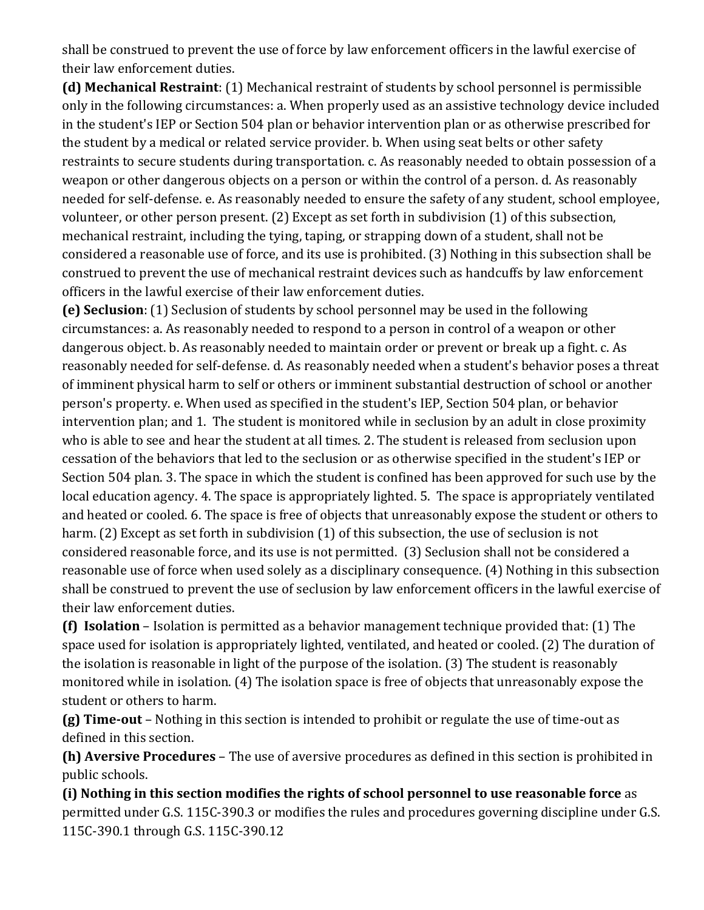shall be construed to prevent the use of force by law enforcement officers in the lawful exercise of their law enforcement duties.

**(d) Mechanical Restraint**: (1) Mechanical restraint of students by school personnel is permissible only in the following circumstances: a. When properly used as an assistive technology device included in the student's IEP or Section 504 plan or behavior intervention plan or as otherwise prescribed for the student by a medical or related service provider. b. When using seat belts or other safety restraints to secure students during transportation. c. As reasonably needed to obtain possession of a weapon or other dangerous objects on a person or within the control of a person. d. As reasonably needed for self-defense. e. As reasonably needed to ensure the safety of any student, school employee, volunteer, or other person present. (2) Except as set forth in subdivision (1) of this subsection, mechanical restraint, including the tying, taping, or strapping down of a student, shall not be considered a reasonable use of force, and its use is prohibited. (3) Nothing in this subsection shall be construed to prevent the use of mechanical restraint devices such as handcuffs by law enforcement officers in the lawful exercise of their law enforcement duties.

**(e) Seclusion**: (1) Seclusion of students by school personnel may be used in the following circumstances: a. As reasonably needed to respond to a person in control of a weapon or other dangerous object. b. As reasonably needed to maintain order or prevent or break up a fight. c. As reasonably needed for self-defense. d. As reasonably needed when a student's behavior poses a threat of imminent physical harm to self or others or imminent substantial destruction of school or another person's property. e. When used as specified in the student's IEP, Section 504 plan, or behavior intervention plan; and 1. The student is monitored while in seclusion by an adult in close proximity who is able to see and hear the student at all times. 2. The student is released from seclusion upon cessation of the behaviors that led to the seclusion or as otherwise specified in the student's IEP or Section 504 plan. 3. The space in which the student is confined has been approved for such use by the local education agency. 4. The space is appropriately lighted. 5. The space is appropriately ventilated and heated or cooled. 6. The space is free of objects that unreasonably expose the student or others to harm. (2) Except as set forth in subdivision (1) of this subsection, the use of seclusion is not considered reasonable force, and its use is not permitted. (3) Seclusion shall not be considered a reasonable use of force when used solely as a disciplinary consequence. (4) Nothing in this subsection shall be construed to prevent the use of seclusion by law enforcement officers in the lawful exercise of their law enforcement duties.

**(f) Isolation** – Isolation is permitted as a behavior management technique provided that: (1) The space used for isolation is appropriately lighted, ventilated, and heated or cooled. (2) The duration of the isolation is reasonable in light of the purpose of the isolation. (3) The student is reasonably monitored while in isolation. (4) The isolation space is free of objects that unreasonably expose the student or others to harm.

**(g) Time-out** – Nothing in this section is intended to prohibit or regulate the use of time-out as defined in this section.

**(h) Aversive Procedures** – The use of aversive procedures as defined in this section is prohibited in public schools.

**(i) Nothing in this section modifies the rights of school personnel to use reasonable force** as permitted under G.S. 115C-390.3 or modifies the rules and procedures governing discipline under G.S. 115C-390.1 through G.S. 115C-390.12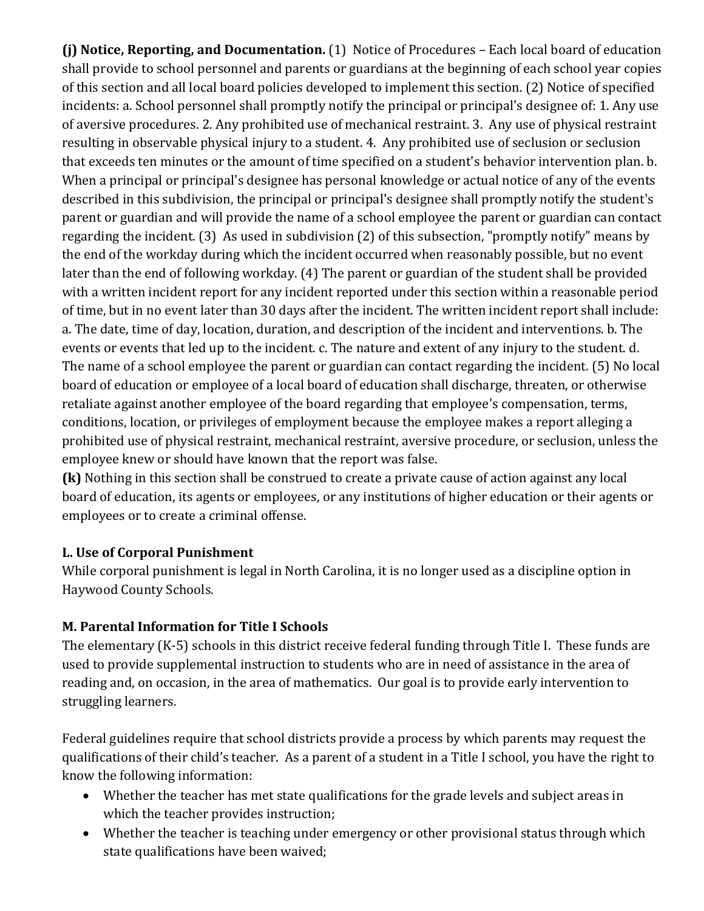**(j) Notice, Reporting, and Documentation.** (1) Notice of Procedures – Each local board of education shall provide to school personnel and parents or guardians at the beginning of each school year copies of this section and all local board policies developed to implement this section. (2) Notice of specified incidents: a. School personnel shall promptly notify the principal or principal's designee of: 1. Any use of aversive procedures. 2. Any prohibited use of mechanical restraint. 3. Any use of physical restraint resulting in observable physical injury to a student. 4. Any prohibited use of seclusion or seclusion that exceeds ten minutes or the amount of time specified on a student's behavior intervention plan. b. When a principal or principal's designee has personal knowledge or actual notice of any of the events described in this subdivision, the principal or principal's designee shall promptly notify the student's parent or guardian and will provide the name of a school employee the parent or guardian can contact regarding the incident. (3) As used in subdivision (2) of this subsection, "promptly notify" means by the end of the workday during which the incident occurred when reasonably possible, but no event later than the end of following workday. (4) The parent or guardian of the student shall be provided with a written incident report for any incident reported under this section within a reasonable period of time, but in no event later than 30 days after the incident. The written incident report shall include: a. The date, time of day, location, duration, and description of the incident and interventions. b. The events or events that led up to the incident. c. The nature and extent of any injury to the student. d. The name of a school employee the parent or guardian can contact regarding the incident. (5) No local board of education or employee of a local board of education shall discharge, threaten, or otherwise retaliate against another employee of the board regarding that employee's compensation, terms, conditions, location, or privileges of employment because the employee makes a report alleging a prohibited use of physical restraint, mechanical restraint, aversive procedure, or seclusion, unless the employee knew or should have known that the report was false.

**(k)** Nothing in this section shall be construed to create a private cause of action against any local board of education, its agents or employees, or any institutions of higher education or their agents or employees or to create a criminal offense.

**L. Use of Corporal Punishment**

While corporal punishment is legal in North Carolina, it is no longer used as a discipline option in Haywood County Schools.

**M. Parental Information for Title I Schools**

The elementary (K-5) schools in this district receive federal funding through Title I. These funds are used to provide supplemental instruction to students who are in need of assistance in the area of reading and, on occasion, in the area of mathematics. Our goal is to provide early intervention to struggling learners.

Federal guidelines require that school districts provide a process by which parents may request the qualifications of their child's teacher. As a parent of a student in a Title I school, you have the right to know the following information:

- Whether the teacher has met state qualifications for the grade levels and subject areas in which the teacher provides instruction;
- Whether the teacher is teaching under emergency or other provisional status through which state qualifications have been waived;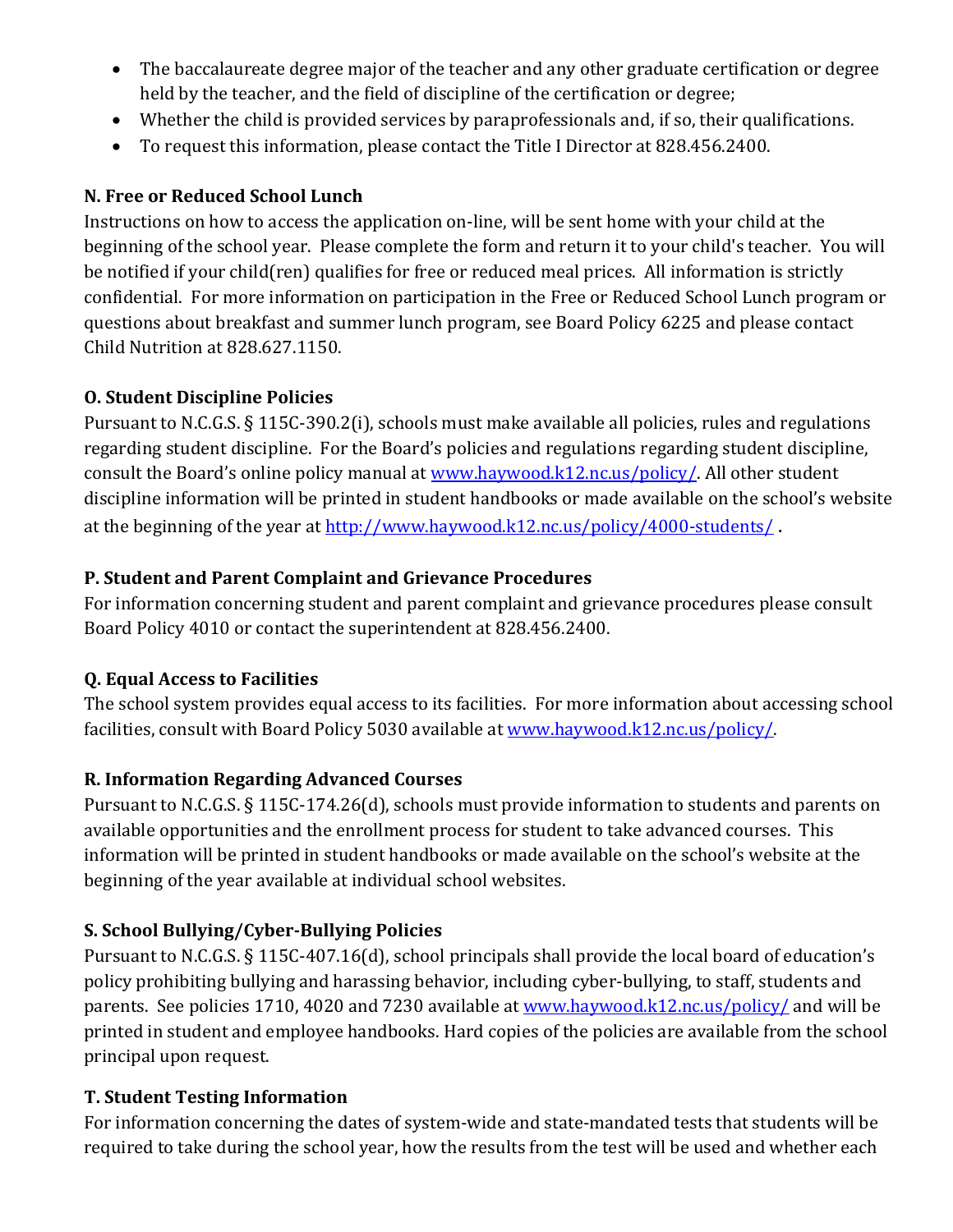- The baccalaureate degree major of the teacher and any other graduate certification or degree held by the teacher, and the field of discipline of the certification or degree;
- Whether the child is provided services by paraprofessionals and, if so, their qualifications.
- To request this information, please contact the Title I Director at 828.456.2400.

**N. Free or Reduced School Lunch**

Instructions on how to access the application on-line, will be sent home with your child at the beginning of the school year. Please complete the form and return it to your child's teacher. You will be notified if your child(ren) qualifies for free or reduced meal prices. All information is strictly confidential. For more information on participation in the Free or Reduced School Lunch program or questions about breakfast and summer lunch program, see Board Policy 6225 and please contact Child Nutrition at 828.627.1150.

**O. Student Discipline Policies**

Pursuant to N.C.G.S. § 115C-390.2(i), schools must make available all policies, rules and regulations regarding student discipline. For the Board's policies and regulations regarding student discipline, consult the Board's online policy manual at [www.haywood.k12.nc.us/policy/](www.haywood.k12.nc.us/policy/). All other student discipline information will be printed in student handbooks or made available on the school's website at the beginning of the year at [http://www.haywood.k12.nc.us/policy/4000-students/](http://www.haywood.k12.nc.us/policy/4000-students/) .

**P. Student and Parent Complaint and Grievance Procedures**

For information concerning student and parent complaint and grievance procedures please consult Board Policy 4010 or contact the superintendent at 828.456.2400.

**Q. Equal Access to Facilities**

The school system provides equal access to its facilities. For more information about accessing school facilities, consult with Board Policy 5030 available at [www.haywood.k12.nc.us/policy/](www.haywood.k12.nc.us/policy/).

**R. Information Regarding Advanced Courses**

Pursuant to N.C.G.S. § 115C-174.26(d), schools must provide information to students and parents on available opportunities and the enrollment process for student to take advanced courses. This information will be printed in student handbooks or made available on the school's website at the beginning of the year available at individual school websites.

**S. School Bullying/Cyber-Bullying Policies**

Pursuant to N.C.G.S. § 115C-407.16(d), school principals shall provide the local board of education's policy prohibiting bullying and harassing behavior, including cyber-bullying, to staff, students and parents. See policies 1710, 4020 and 7230 available at [www.haywood.k12.nc.us/policy/](www.haywood.k12.nc.us/policy/) and will be printed in student and employee handbooks. Hard copies of the policies are available from the school principal upon request.

**T. Student Testing Information**

For information concerning the dates of system-wide and state-mandated tests that students will be required to take during the school year, how the results from the test will be used and whether each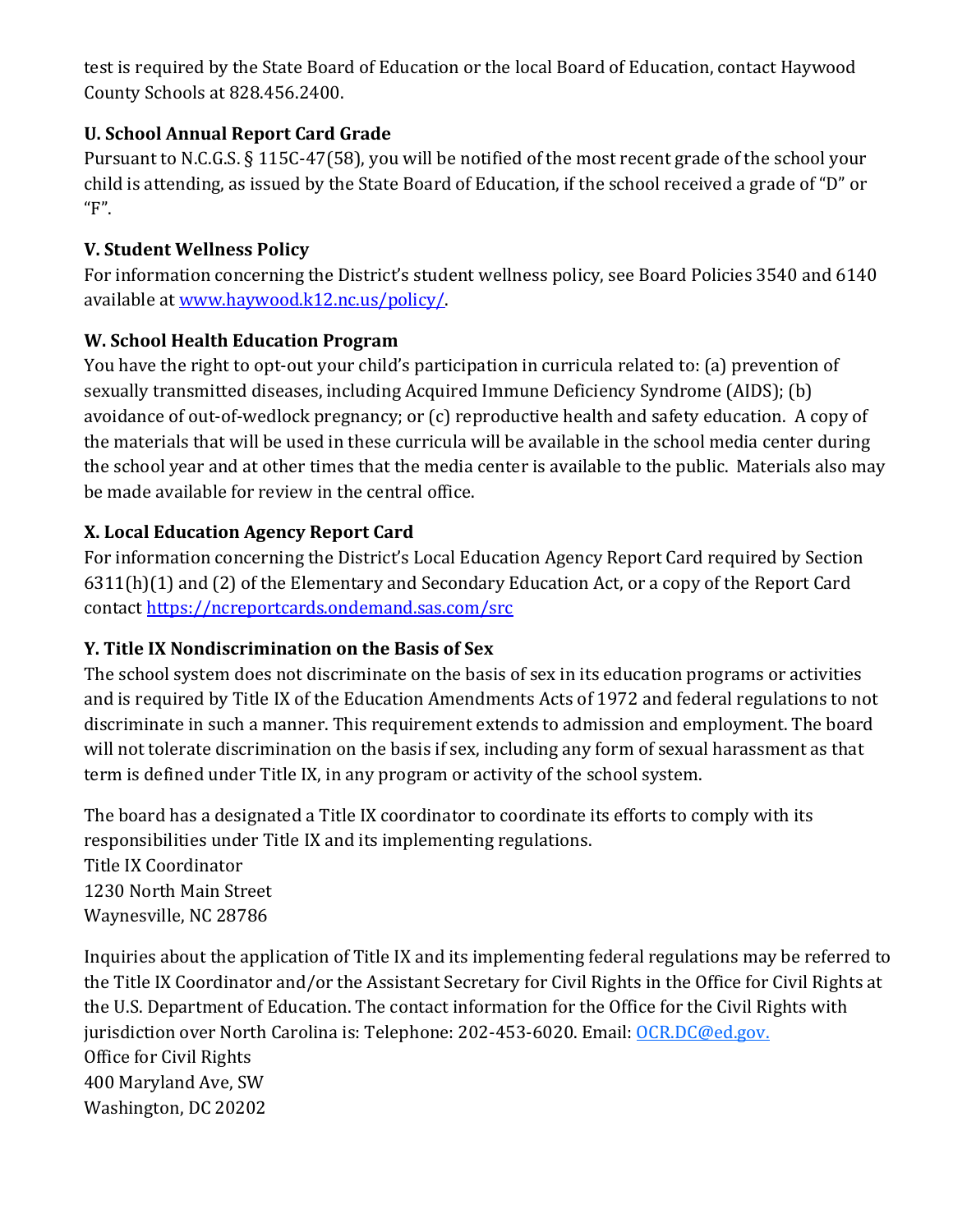test is required by the State Board of Education or the local Board of Education, contact Haywood County Schools at 828.456.2400.

### U. School Annual Report Card Grade

Pursuant to N.C.G.S. § 115C-47(58), you will be notified of the most recent grade of the school your child is attending, as issued by the State Board of Education, if the school received a grade of "D" or "F".

### V. Student Wellness Policy

For information concerning the District's student wellness policy, see Board Policies 3540 and 6140 available at [www.haywood.k12.nc.us/policy/](www.haywood.k12.nc.us/policy/).

### W. School Health Education Program

You have the right to opt-out your child's participation in curricula related to: (a) prevention of sexually transmitted diseases, including Acquired Immune Deficiency Syndrome (AIDS); (b) avoidance of out-of-wedlock pregnancy; or (c) reproductive health and safety education. A copy of the materials that will be used in these curricula will be available in the school media center during the school year and at other times that the media center is available to the public. Materials also may be made available for review in the central office.

### X. Local Education Agency Report Card

For information concerning the District's Local Education Agency Report Card required by Section 6311(h)(1) and (2) of the Elementary and Secondary Education Act, or a copy of the Report Card contact [https://ncreportcards.ondemand.sas.com/src](https://ncreportcards.ondemand.sas.com/src)

### Y. Title IX Nondiscrimination on the Basis of Sex

The school system does not discriminate on the basis of sex in its education programs or activities and is required by Title IX of the Education Amendments Acts of 1972 and federal regulations to not discriminate in such a manner. This requirement extends to admission and employment. The board will not tolerate discrimination on the basis if sex, including any form of sexual harassment as that term is defined under Title IX, in any program or activity of the school system.

The board has a designated a Title IX coordinator to coordinate its efforts to comply with its responsibilities under Title IX and its implementing regulations.
Title IX Coordinator
1230 North Main Street
Waynesville, NC 28786

Inquiries about the application of Title IX and its implementing federal regulations may be referred to the Title IX Coordinator and/or the Assistant Secretary for Civil Rights in the Office for Civil Rights at the U.S. Department of Education. The contact information for the Office for the Civil Rights with jurisdiction over North Carolina is: Telephone: 202-453-6020. Email: [OCR.DC@ed.gov.](mailto:OCR.DC@ed.gov)
Office for Civil Rights
400 Maryland Ave, SW
Washington, DC 20202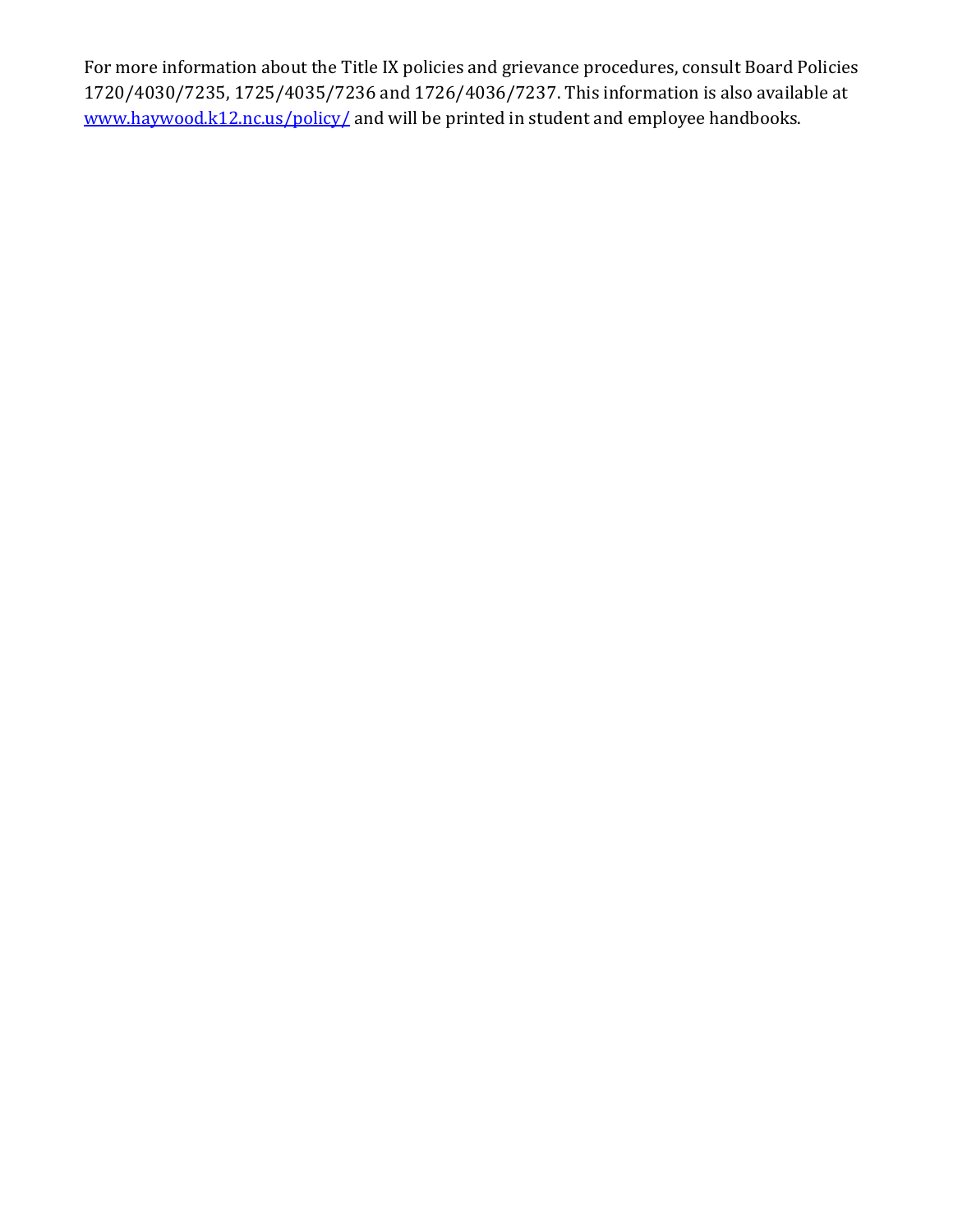For more information about the Title IX policies and grievance procedures, consult Board Policies 1720/4030/7235, 1725/4035/7236 and 1726/4036/7237. This information is also available at [www.haywood.k12.nc.us/policy/](http://www.haywood.k12.nc.us/policy/) and will be printed in student and employee handbooks.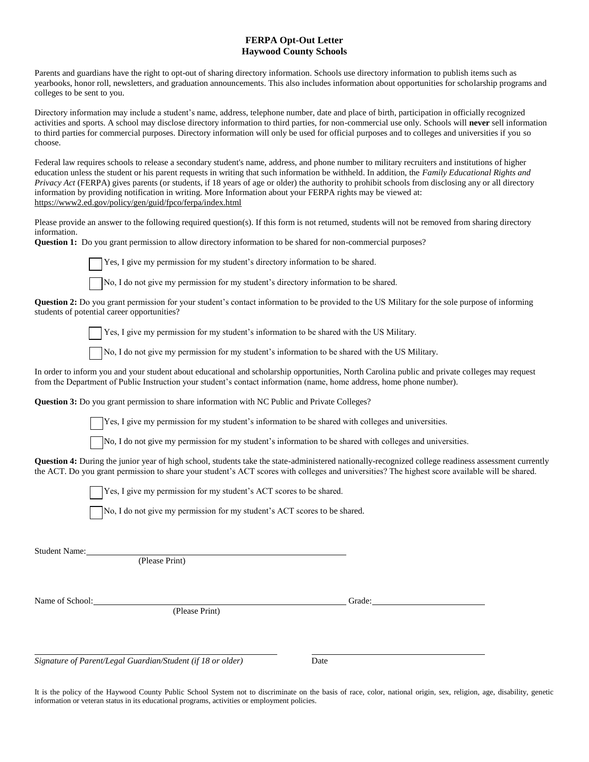# FERPA Opt-Out Letter
## Haywood County Schools

Parents and guardians have the right to opt-out of sharing directory information. Schools use directory information to publish items such as yearbooks, honor roll, newsletters, and graduation announcements. This also includes information about opportunities for scholarship programs and colleges to be sent to you.

Directory information may include a student's name, address, telephone number, date and place of birth, participation in officially recognized activities and sports. A school may disclose directory information to third parties, for non-commercial use only. Schools will **never** sell information to third parties for commercial purposes. Directory information will only be used for official purposes and to colleges and universities if you so choose.

Federal law requires schools to release a secondary student's name, address, and phone number to military recruiters and institutions of higher education unless the student or his parent requests in writing that such information be withheld. In addition, the *Family Educational Rights and Privacy Act* (FERPA) gives parents (or students, if 18 years of age or older) the authority to prohibit schools from disclosing any or all directory information by providing notification in writing. More Information about your FERPA rights may be viewed at: https://www2.ed.gov/policy/gen/guid/fpco/ferpa/index.html

Please provide an answer to the following required question(s). If this form is not returned, students will not be removed from sharing directory information.

**Question 1:** Do you grant permission to allow directory information to be shared for non-commercial purposes?

- [ ] Yes, I give my permission for my student's directory information to be shared.
- [ ] No, I do not give my permission for my student's directory information to be shared.

**Question 2:** Do you grant permission for your student's contact information to be provided to the US Military for the sole purpose of informing students of potential career opportunities?

- [ ] Yes, I give my permission for my student's information to be shared with the US Military.
- [ ] No, I do not give my permission for my student's information to be shared with the US Military.

In order to inform you and your student about educational and scholarship opportunities, North Carolina public and private colleges may request from the Department of Public Instruction your student's contact information (name, home address, home phone number).

**Question 3:** Do you grant permission to share information with NC Public and Private Colleges?

- [ ] Yes, I give my permission for my student's information to be shared with colleges and universities.
- [ ] No, I do not give my permission for my student's information to be shared with colleges and universities.

**Question 4:** During the junior year of high school, students take the state-administered nationally-recognized college readiness assessment currently the ACT. Do you grant permission to share your student's ACT scores with colleges and universities? The highest score available will be shared.

- [ ] Yes, I give my permission for my student's ACT scores to be shared.
- [ ] No, I do not give my permission for my student's ACT scores to be shared.

Student Name: ______________________________________________
(Please Print)

Name of School: ______________________________________________ Grade: ____________________
(Please Print)

______________________________________________ ______________________________
*Signature of Parent/Legal Guardian/Student (if 18 or older)* Date

It is the policy of the Haywood County Public School System not to discriminate on the basis of race, color, national origin, sex, religion, age, disability, genetic information or veteran status in its educational programs, activities or employment policies.